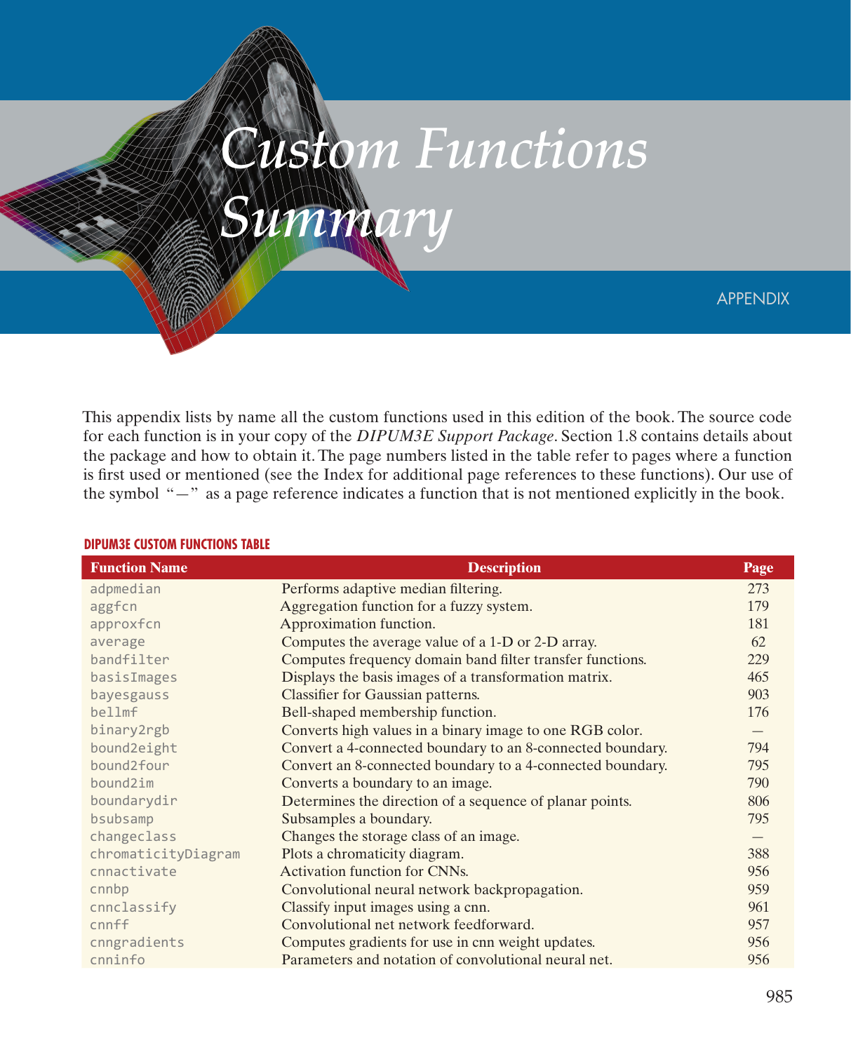# Custom Functions Summary

APPENDIX

This appendix lists by name all the custom functions used in this edition of the book. The source code for each function is in your copy of the *DIPUM3E Support Package*. Section 1.8 contains details about the package and how to obtain it. The page numbers listed in the table refer to pages where a function is first used or mentioned (see the Index for additional page references to these functions). Our use of the symbol "—" as a page reference indicates a function that is not mentioned explicitly in the book.

**DIPUM3E CUSTOM FUNCTIONS TABLE**

| Function Name | Description | Page |
|---|---|---|
| `adpmedian` | Performs adaptive median filtering. | 273 |
| `aggfcn` | Aggregation function for a fuzzy system. | 179 |
| `approxfcn` | Approximation function. | 181 |
| `average` | Computes the average value of a 1-D or 2-D array. | 62 |
| `bandfilter` | Computes frequency domain band filter transfer functions. | 229 |
| `basisImages` | Displays the basis images of a transformation matrix. | 465 |
| `bayesgauss` | Classifier for Gaussian patterns. | 903 |
| `bellmf` | Bell-shaped membership function. | 176 |
| `binary2rgb` | Converts high values in a binary image to one RGB color. | — |
| `bound2eight` | Convert a 4-connected boundary to an 8-connected boundary. | 794 |
| `bound2four` | Convert an 8-connected boundary to a 4-connected boundary. | 795 |
| `bound2im` | Converts a boundary to an image. | 790 |
| `boundarydir` | Determines the direction of a sequence of planar points. | 806 |
| `bsubsamp` | Subsamples a boundary. | 795 |
| `changeclass` | Changes the storage class of an image. | — |
| `chromaticityDiagram` | Plots a chromaticity diagram. | 388 |
| `cnnactivate` | Activation function for CNNs. | 956 |
| `cnnbp` | Convolutional neural network backpropagation. | 959 |
| `cnnclassify` | Classify input images using a cnn. | 961 |
| `cnnff` | Convolutional net network feedforward. | 957 |
| `cnngradients` | Computes gradients for use in cnn weight updates. | 956 |
| `cnninfo` | Parameters and notation of convolutional neural net. | 956 |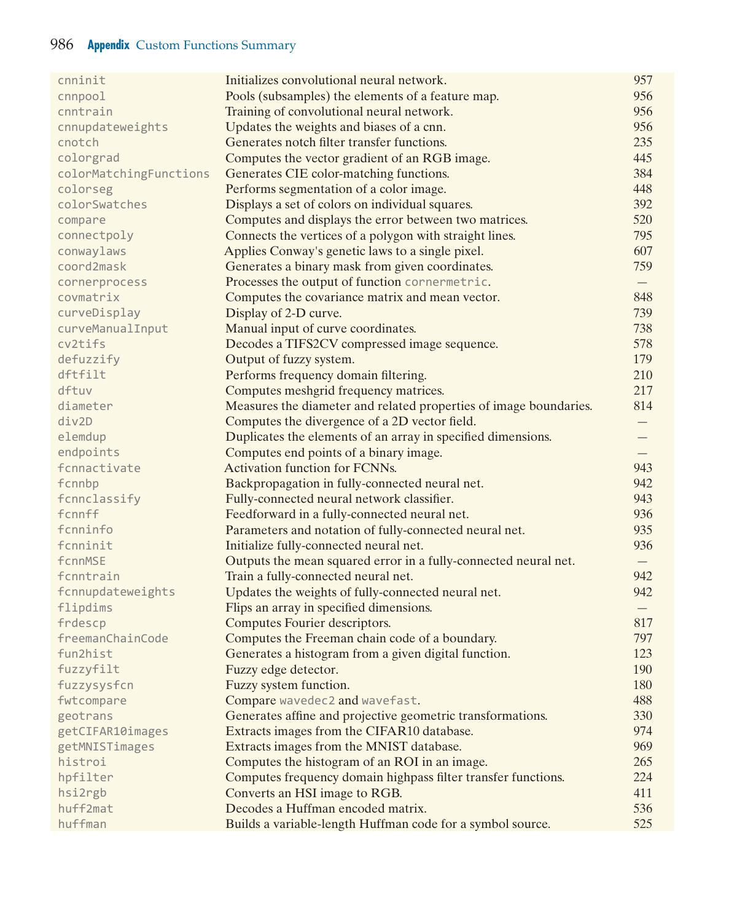| | | |
|---|---|---|
| `cnninit` | Initializes convolutional neural network. | 957 |
| `cnnpool` | Pools (subsamples) the elements of a feature map. | 956 |
| `cnntrain` | Training of convolutional neural network. | 956 |
| `cnnupdateweights` | Updates the weights and biases of a cnn. | 956 |
| `cnotch` | Generates notch filter transfer functions. | 235 |
| `colorgrad` | Computes the vector gradient of an RGB image. | 445 |
| `colorMatchingFunctions` | Generates CIE color-matching functions. | 384 |
| `colorseg` | Performs segmentation of a color image. | 448 |
| `colorSwatches` | Displays a set of colors on individual squares. | 392 |
| `compare` | Computes and displays the error between two matrices. | 520 |
| `connectpoly` | Connects the vertices of a polygon with straight lines. | 795 |
| `conwaylaws` | Applies Conway's genetic laws to a single pixel. | 607 |
| `coord2mask` | Generates a binary mask from given coordinates. | 759 |
| `cornerprocess` | Processes the output of function `cornermetric`. | — |
| `covmatrix` | Computes the covariance matrix and mean vector. | 848 |
| `curveDisplay` | Display of 2-D curve. | 739 |
| `curveManualInput` | Manual input of curve coordinates. | 738 |
| `cv2tifs` | Decodes a TIFS2CV compressed image sequence. | 578 |
| `defuzzify` | Output of fuzzy system. | 179 |
| `dftfilt` | Performs frequency domain filtering. | 210 |
| `dftuv` | Computes meshgrid frequency matrices. | 217 |
| `diameter` | Measures the diameter and related properties of image boundaries. | 814 |
| `div2D` | Computes the divergence of a 2D vector field. | — |
| `elemdup` | Duplicates the elements of an array in specified dimensions. | — |
| `endpoints` | Computes end points of a binary image. | — |
| `fcnnactivate` | Activation function for FCNNs. | 943 |
| `fcnnbp` | Backpropagation in fully-connected neural net. | 942 |
| `fcnnclassify` | Fully-connected neural network classifier. | 943 |
| `fcnnff` | Feedforward in a fully-connected neural net. | 936 |
| `fcnninfo` | Parameters and notation of fully-connected neural net. | 935 |
| `fcnninit` | Initialize fully-connected neural net. | 936 |
| `fcnnMSE` | Outputs the mean squared error in a fully-connected neural net. | — |
| `fcnntrain` | Train a fully-connected neural net. | 942 |
| `fcnnupdateweights` | Updates the weights of fully-connected neural net. | 942 |
| `flipdims` | Flips an array in specified dimensions. | — |
| `frdescp` | Computes Fourier descriptors. | 817 |
| `freemanChainCode` | Computes the Freeman chain code of a boundary. | 797 |
| `fun2hist` | Generates a histogram from a given digital function. | 123 |
| `fuzzyfilt` | Fuzzy edge detector. | 190 |
| `fuzzysysfcn` | Fuzzy system function. | 180 |
| `fwtcompare` | Compare `wavedec2` and `wavefast`. | 488 |
| `geotrans` | Generates affine and projective geometric transformations. | 330 |
| `getCIFAR10images` | Extracts images from the CIFAR10 database. | 974 |
| `getMNISTimages` | Extracts images from the MNIST database. | 969 |
| `histroi` | Computes the histogram of an ROI in an image. | 265 |
| `hpfilter` | Computes frequency domain highpass filter transfer functions. | 224 |
| `hsi2rgb` | Converts an HSI image to RGB. | 411 |
| `huff2mat` | Decodes a Huffman encoded matrix. | 536 |
| `huffman` | Builds a variable-length Huffman code for a symbol source. | 525 |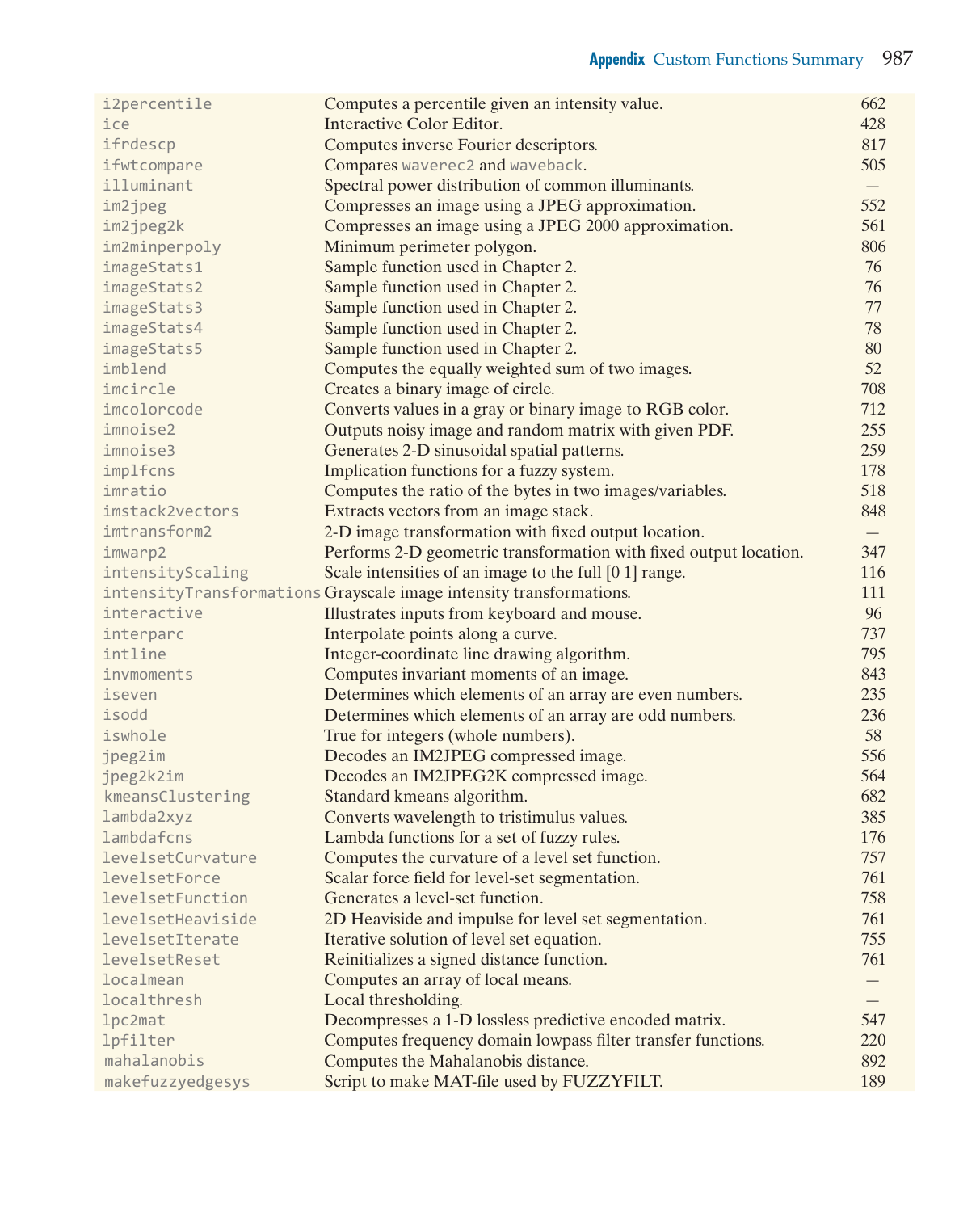| | | |
|---|---|---|
| i2percentile | Computes a percentile given an intensity value. | 662 |
| ice | Interactive Color Editor. | 428 |
| ifrdescp | Computes inverse Fourier descriptors. | 817 |
| ifwtcompare | Compares waverec2 and waveback. | 505 |
| illuminant | Spectral power distribution of common illuminants. | — |
| im2jpeg | Compresses an image using a JPEG approximation. | 552 |
| im2jpeg2k | Compresses an image using a JPEG 2000 approximation. | 561 |
| im2minperpoly | Minimum perimeter polygon. | 806 |
| imageStats1 | Sample function used in Chapter 2. | 76 |
| imageStats2 | Sample function used in Chapter 2. | 76 |
| imageStats3 | Sample function used in Chapter 2. | 77 |
| imageStats4 | Sample function used in Chapter 2. | 78 |
| imageStats5 | Sample function used in Chapter 2. | 80 |
| imblend | Computes the equally weighted sum of two images. | 52 |
| imcircle | Creates a binary image of circle. | 708 |
| imcolorcode | Converts values in a gray or binary image to RGB color. | 712 |
| imnoise2 | Outputs noisy image and random matrix with given PDF. | 255 |
| imnoise3 | Generates 2-D sinusoidal spatial patterns. | 259 |
| implfcns | Implication functions for a fuzzy system. | 178 |
| imratio | Computes the ratio of the bytes in two images/variables. | 518 |
| imstack2vectors | Extracts vectors from an image stack. | 848 |
| imtransform2 | 2-D image transformation with fixed output location. | — |
| imwarp2 | Performs 2-D geometric transformation with fixed output location. | 347 |
| intensityScaling | Scale intensities of an image to the full [0 1] range. | 116 |
| intensityTransformations | Grayscale image intensity transformations. | 111 |
| interactive | Illustrates inputs from keyboard and mouse. | 96 |
| interparc | Interpolate points along a curve. | 737 |
| intline | Integer-coordinate line drawing algorithm. | 795 |
| invmoments | Computes invariant moments of an image. | 843 |
| iseven | Determines which elements of an array are even numbers. | 235 |
| isodd | Determines which elements of an array are odd numbers. | 236 |
| iswhole | True for integers (whole numbers). | 58 |
| jpeg2im | Decodes an IM2JPEG compressed image. | 556 |
| jpeg2k2im | Decodes an IM2JPEG2K compressed image. | 564 |
| kmeansClustering | Standard kmeans algorithm. | 682 |
| lambda2xyz | Converts wavelength to tristimulus values. | 385 |
| lambdafcns | Lambda functions for a set of fuzzy rules. | 176 |
| levelsetCurvature | Computes the curvature of a level set function. | 757 |
| levelsetForce | Scalar force field for level-set segmentation. | 761 |
| levelsetFunction | Generates a level-set function. | 758 |
| levelsetHeaviside | 2D Heaviside and impulse for level set segmentation. | 761 |
| levelsetIterate | Iterative solution of level set equation. | 755 |
| levelsetReset | Reinitializes a signed distance function. | 761 |
| localmean | Computes an array of local means. | — |
| localthresh | Local thresholding. | — |
| lpc2mat | Decompresses a 1-D lossless predictive encoded matrix. | 547 |
| lpfilter | Computes frequency domain lowpass filter transfer functions. | 220 |
| mahalanobis | Computes the Mahalanobis distance. | 892 |
| makefuzzyedgesys | Script to make MAT-file used by FUZZYFILT. | 189 |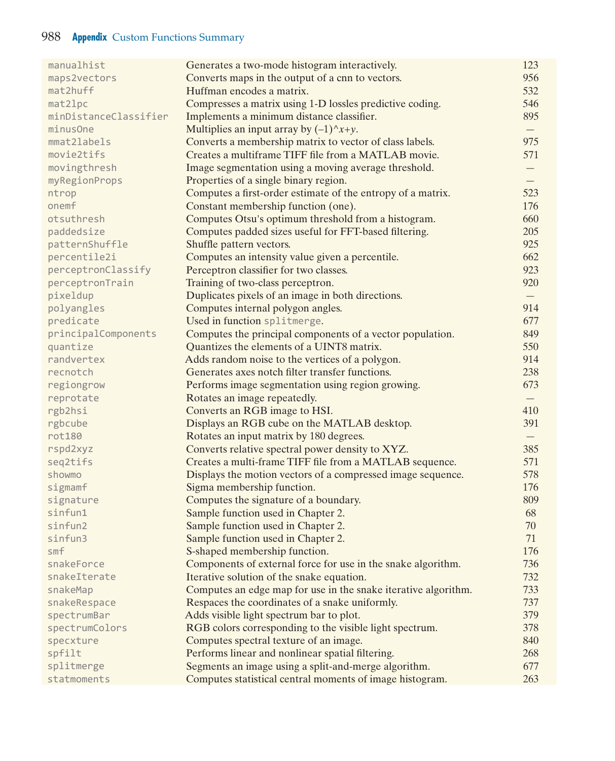| | | |
|---|---|---|
| manualhist | Generates a two-mode histogram interactively. | 123 |
| maps2vectors | Converts maps in the output of a cnn to vectors. | 956 |
| mat2huff | Huffman encodes a matrix. | 532 |
| mat2lpc | Compresses a matrix using 1-D lossles predictive coding. | 546 |
| minDistanceClassifier | Implements a minimum distance classifier. | 895 |
| minusOne | Multiplies an input array by (–1)^$x$+$y$. | — |
| mmat2labels | Converts a membership matrix to vector of class labels. | 975 |
| movie2tifs | Creates a multiframe TIFF file from a MATLAB movie. | 571 |
| movingthresh | Image segmentation using a moving average threshold. | — |
| myRegionProps | Properties of a single binary region. | — |
| ntrop | Computes a first-order estimate of the entropy of a matrix. | 523 |
| onemf | Constant membership function (one). | 176 |
| otsuthresh | Computes Otsu's optimum threshold from a histogram. | 660 |
| paddedsize | Computes padded sizes useful for FFT-based filtering. | 205 |
| patternShuffle | Shuffle pattern vectors. | 925 |
| percentile2i | Computes an intensity value given a percentile. | 662 |
| perceptronClassify | Perceptron classifier for two classes. | 923 |
| perceptronTrain | Training of two-class perceptron. | 920 |
| pixeldup | Duplicates pixels of an image in both directions. | — |
| polyangles | Computes internal polygon angles. | 914 |
| predicate | Used in function splitmerge. | 677 |
| principalComponents | Computes the principal components of a vector population. | 849 |
| quantize | Quantizes the elements of a UINT8 matrix. | 550 |
| randvertex | Adds random noise to the vertices of a polygon. | 914 |
| recnotch | Generates axes notch filter transfer functions. | 238 |
| regiongrow | Performs image segmentation using region growing. | 673 |
| reprotate | Rotates an image repeatedly. | — |
| rgb2hsi | Converts an RGB image to HSI. | 410 |
| rgbcube | Displays an RGB cube on the MATLAB desktop. | 391 |
| rot180 | Rotates an input matrix by 180 degrees. | — |
| rspd2xyz | Converts relative spectral power density to XYZ. | 385 |
| seq2tifs | Creates a multi-frame TIFF file from a MATLAB sequence. | 571 |
| showmo | Displays the motion vectors of a compressed image sequence. | 578 |
| sigmamf | Sigma membership function. | 176 |
| signature | Computes the signature of a boundary. | 809 |
| sinfun1 | Sample function used in Chapter 2. | 68 |
| sinfun2 | Sample function used in Chapter 2. | 70 |
| sinfun3 | Sample function used in Chapter 2. | 71 |
| smf | S-shaped membership function. | 176 |
| snakeForce | Components of external force for use in the snake algorithm. | 736 |
| snakeIterate | Iterative solution of the snake equation. | 732 |
| snakeMap | Computes an edge map for use in the snake iterative algorithm. | 733 |
| snakeRespace | Respaces the coordinates of a snake uniformly. | 737 |
| spectrumBar | Adds visible light spectrum bar to plot. | 379 |
| spectrumColors | RGB colors corresponding to the visible light spectrum. | 378 |
| specxture | Computes spectral texture of an image. | 840 |
| spfilt | Performs linear and nonlinear spatial filtering. | 268 |
| splitmerge | Segments an image using a split-and-merge algorithm. | 677 |
| statmoments | Computes statistical central moments of image histogram. | 263 |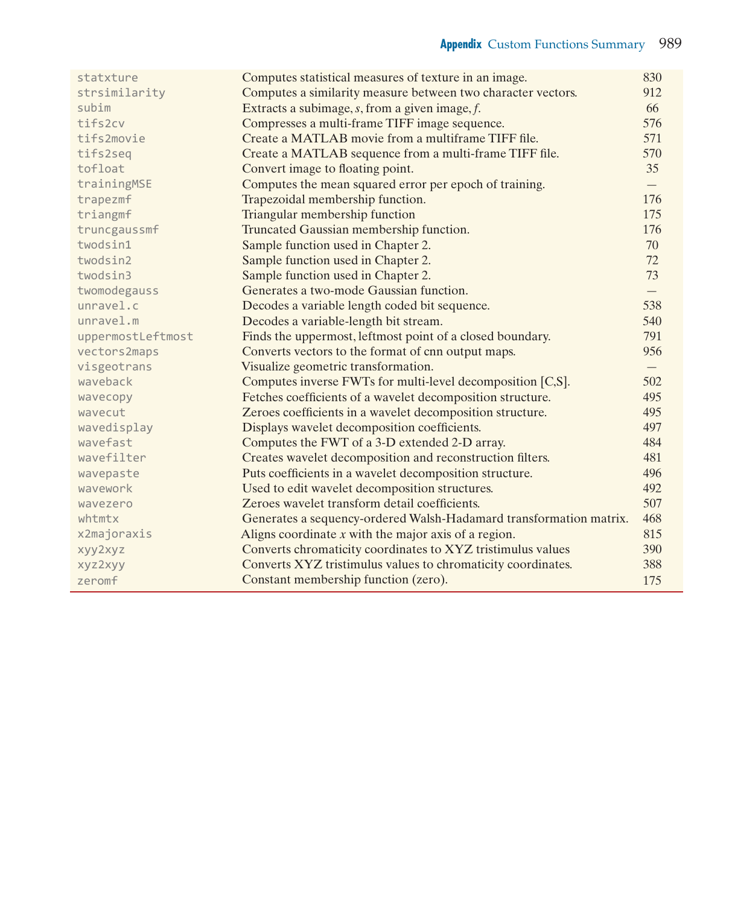| | | |
|---|---|---|
| `statxture` | Computes statistical measures of texture in an image. | 830 |
| `strsimilarity` | Computes a similarity measure between two character vectors. | 912 |
| `subim` | Extracts a subimage, *s*, from a given image, *f*. | 66 |
| `tifs2cv` | Compresses a multi-frame TIFF image sequence. | 576 |
| `tifs2movie` | Create a MATLAB movie from a multiframe TIFF file. | 571 |
| `tifs2seq` | Create a MATLAB sequence from a multi-frame TIFF file. | 570 |
| `tofloat` | Convert image to floating point. | 35 |
| `trainingMSE` | Computes the mean squared error per epoch of training. | — |
| `trapezmf` | Trapezoidal membership function. | 176 |
| `triangmf` | Triangular membership function | 175 |
| `truncgaussmf` | Truncated Gaussian membership function. | 176 |
| `twodsin1` | Sample function used in Chapter 2. | 70 |
| `twodsin2` | Sample function used in Chapter 2. | 72 |
| `twodsin3` | Sample function used in Chapter 2. | 73 |
| `twomodegauss` | Generates a two-mode Gaussian function. | — |
| `unravel.c` | Decodes a variable length coded bit sequence. | 538 |
| `unravel.m` | Decodes a variable-length bit stream. | 540 |
| `uppermostLeftmost` | Finds the uppermost, leftmost point of a closed boundary. | 791 |
| `vectors2maps` | Converts vectors to the format of cnn output maps. | 956 |
| `visgeotrans` | Visualize geometric transformation. | — |
| `waveback` | Computes inverse FWTs for multi-level decomposition [C,S]. | 502 |
| `wavecopy` | Fetches coefficients of a wavelet decomposition structure. | 495 |
| `wavecut` | Zeroes coefficients in a wavelet decomposition structure. | 495 |
| `wavedisplay` | Displays wavelet decomposition coefficients. | 497 |
| `wavefast` | Computes the FWT of a 3-D extended 2-D array. | 484 |
| `wavefilter` | Creates wavelet decomposition and reconstruction filters. | 481 |
| `wavepaste` | Puts coefficients in a wavelet decomposition structure. | 496 |
| `wavework` | Used to edit wavelet decomposition structures. | 492 |
| `wavezero` | Zeroes wavelet transform detail coefficients. | 507 |
| `whtmtx` | Generates a sequency-ordered Walsh-Hadamard transformation matrix. | 468 |
| `x2majoraxis` | Aligns coordinate $x$ with the major axis of a region. | 815 |
| `xyy2xyz` | Converts chromaticity coordinates to XYZ tristimulus values | 390 |
| `xyz2xyy` | Converts XYZ tristimulus values to chromaticity coordinates. | 388 |
| `zeromf` | Constant membership function (zero). | 175 |